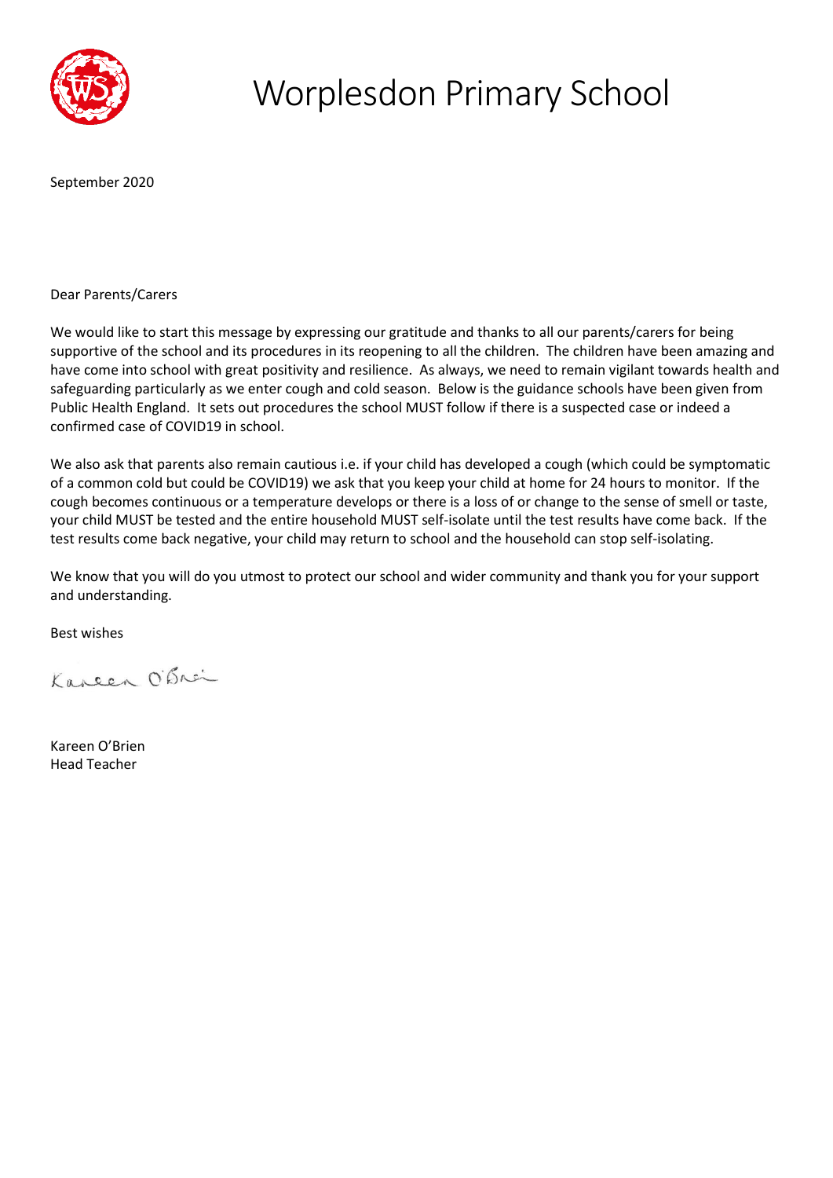# Worplesdon Primary School

September 2020

Dear Parents/Carers

We would like to start this message by expressing our gratitude and thanks to all our parents/carers for being supportive of the school and its procedures in its reopening to all the children. The children have been amazing and have come into school with great positivity and resilience. As always, we need to remain vigilant towards health and safeguarding particularly as we enter cough and cold season. Below is the guidance schools have been given from Public Health England. It sets out procedures the school MUST follow if there is a suspected case or indeed a confirmed case of COVID19 in school.

We also ask that parents also remain cautious i.e. if your child has developed a cough (which could be symptomatic of a common cold but could be COVID19) we ask that you keep your child at home for 24 hours to monitor. If the cough becomes continuous or a temperature develops or there is a loss of or change to the sense of smell or taste, your child MUST be tested and the entire household MUST self-isolate until the test results have come back. If the test results come back negative, your child may return to school and the household can stop self-isolating.

We know that you will do you utmost to protect our school and wider community and thank you for your support and understanding.

Best wishes

Kareen O'Brien

Kareen O'Brien
Head Teacher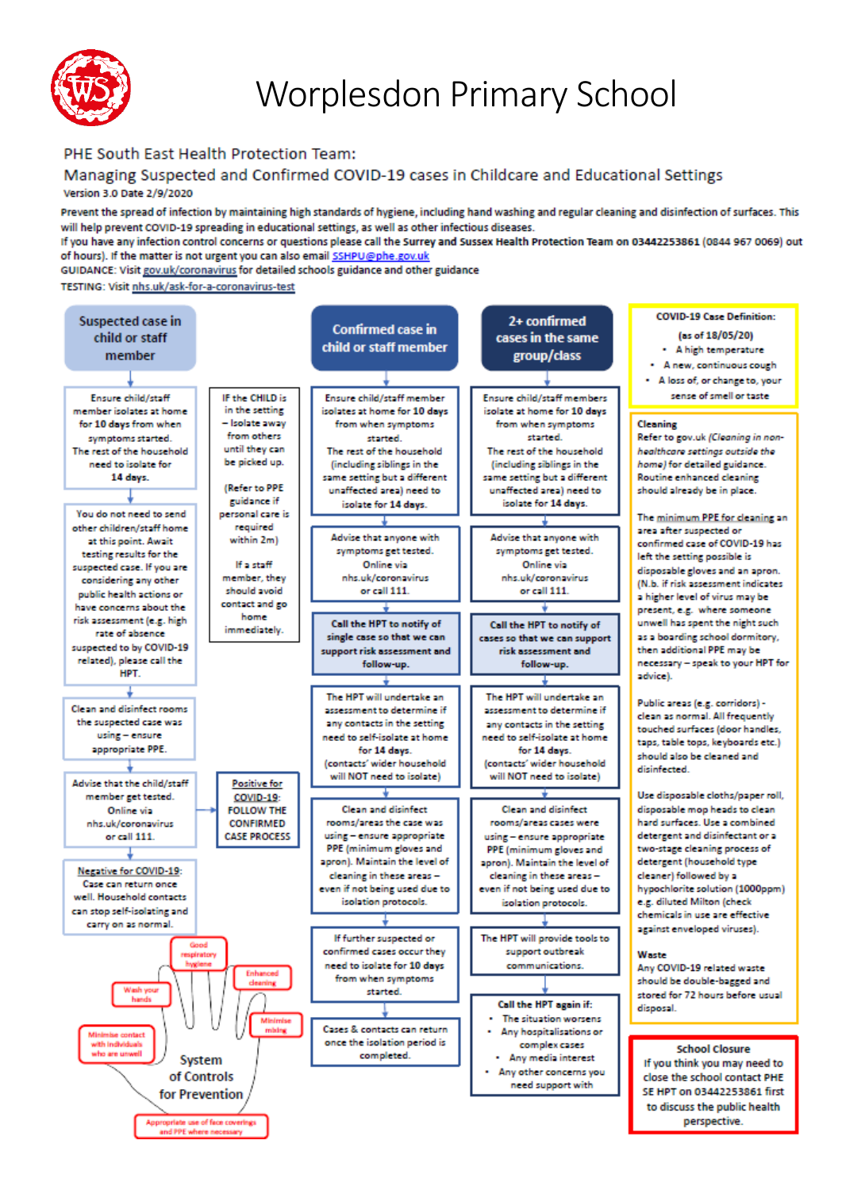# Worplesdon Primary School

## PHE South East Health Protection Team:

## Managing Suspected and Confirmed COVID-19 cases in Childcare and Educational Settings

**Version 3.0 Date 2/9/2020**

Prevent the spread of infection by maintaining high standards of hygiene, including hand washing and regular cleaning and disinfection of surfaces. This will help prevent COVID-19 spreading in educational settings, as well as other infectious diseases.

If you have any infection control concerns or questions please call the Surrey and Sussex Health Protection Team on 03442253861 (0844 967 0069) out of hours). If the matter is not urgent you can also email SSHPU@phe.gov.uk

GUIDANCE: Visit gov.uk/coronavirus for detailed schools guidance and other guidance

TESTING: Visit nhs.uk/ask-for-a-coronavirus-test

### Suspected case in child or staff member

Ensure child/staff member isolates at home for 10 days from when symptoms started. The rest of the household need to isolate for 14 days.

You do not need to send other children/staff home at this point. Await testing results for the suspected case. If you are considering any other public health actions or have concerns about the risk assessment (e.g. high rate of absence suspected to by COVID-19 related), please call the HPT.

Clean and disinfect rooms the suspected case was using – ensure appropriate PPE.

Advise that the child/staff member get tested. Online via nhs.uk/coronavirus or call 111.

**Positive for COVID-19:** FOLLOW THE CONFIRMED CASE PROCESS

**Negative for COVID-19:** Case can return once well. Household contacts can stop self-isolating and carry on as normal.

If the CHILD is in the setting – isolate away from others until they can be picked up.

(Refer to PPE guidance if personal care is required within 2m)

If a staff member, they should avoid contact and go home immediately.

### Confirmed case in child or staff member

Ensure child/staff member isolates at home for 10 days from when symptoms started. The rest of the household (including siblings in the same setting but a different unaffected area) need to isolate for 14 days.

Advise that anyone with symptoms get tested. Online via nhs.uk/coronavirus or call 111.

**Call the HPT to notify of single case so that we can support risk assessment and follow-up.**

The HPT will undertake an assessment to determine if any contacts in the setting need to self-isolate at home for 14 days. (contacts' wider household will NOT need to isolate)

Clean and disinfect rooms/areas the case was using – ensure appropriate PPE (minimum gloves and apron). Maintain the level of cleaning in these areas – even if not being used due to isolation protocols.

If further suspected or confirmed cases occur they need to isolate for 10 days from when symptoms started.

Cases & contacts can return once the isolation period is completed.

### 2+ confirmed cases in the same group/class

Ensure child/staff members isolate at home for 10 days from when symptoms started. The rest of the household (including siblings in the same setting but a different unaffected area) need to isolate for 14 days.

Advise that anyone with symptoms get tested. Online via nhs.uk/coronavirus or call 111.

**Call the HPT to notify of cases so that we can support risk assessment and follow-up.**

The HPT will undertake an assessment to determine if any contacts in the setting need to self-isolate at home for 14 days. (contacts' wider household will NOT need to isolate)

Clean and disinfect rooms/areas cases were using – ensure appropriate PPE (minimum gloves and apron). Maintain the level of cleaning in these areas – even if not being used due to isolation protocols.

The HPT will provide tools to support outbreak communications.

**Call the HPT again if:**

- The situation worsens
- Any hospitalisations or complex cases
- Any media interest
- Any other concerns you need support with

### COVID-19 Case Definition:

(as of 18/05/20)

- A high temperature
- A new, continuous cough
- A loss of, or change to, your sense of smell or taste

### Cleaning

Refer to gov.uk (*Cleaning in non-healthcare settings outside the home*) for detailed guidance. Routine enhanced cleaning should already be in place.

The minimum PPE for cleaning an area after suspected or confirmed case of COVID-19 has left the setting possible is disposable gloves and an apron. (N.b. if risk assessment indicates a higher level of virus may be present, e.g. where someone unwell has spent the night such as a boarding school dormitory, then additional PPE may be necessary – speak to your HPT for advice).

Public areas (e.g. corridors) - clean as normal. All frequently touched surfaces (door handles, taps, table tops, keyboards etc.) should also be cleaned and disinfected.

Use disposable cloths/paper roll, disposable mop heads to clean hard surfaces. Use a combined detergent and disinfectant or a two-stage cleaning process of detergent (household type cleaner) followed by a hypochlorite solution (1000ppm) e.g. diluted Milton (check chemicals in use are effective against enveloped viruses).

### Waste

Any COVID-19 related waste should be double-bagged and stored for 72 hours before usual disposal.

### School Closure

If you think you may need to close the school contact PHE SE HPT on 03442253861 first to discuss the public health perspective.

### System of Controls for Prevention

- Good respiratory hygiene
- Enhanced cleaning
- Wash your hands
- Minimise mixing
- Minimise contact with individuals who are unwell
- Appropriate use of face coverings and PPE where necessary